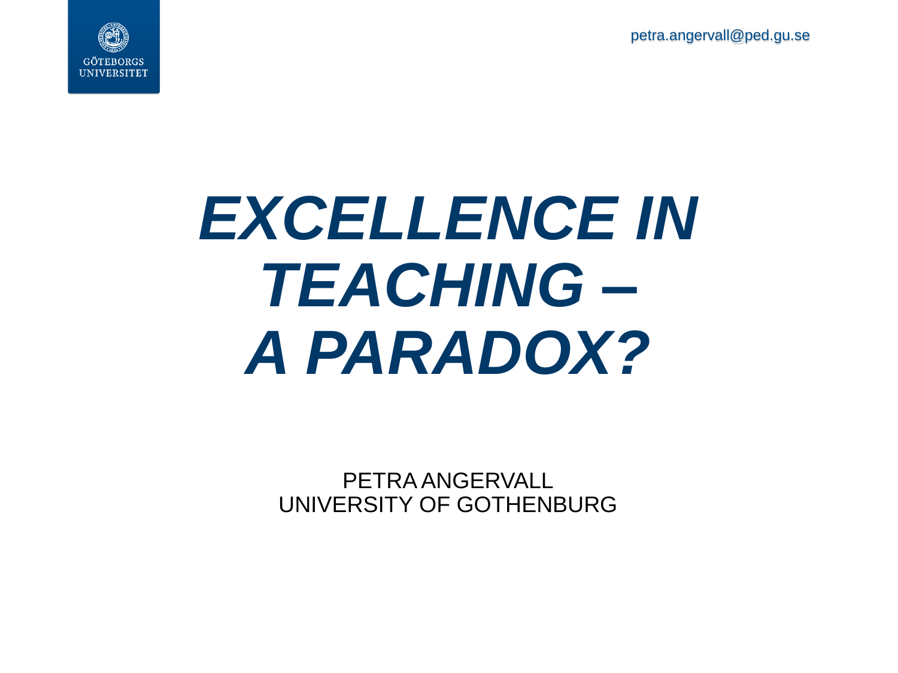petra.angervall@ped.gu.se

# *EXCELLENCE IN TEACHING – A PARADOX?*

PETRA ANGERVALL
UNIVERSITY OF GOTHENBURG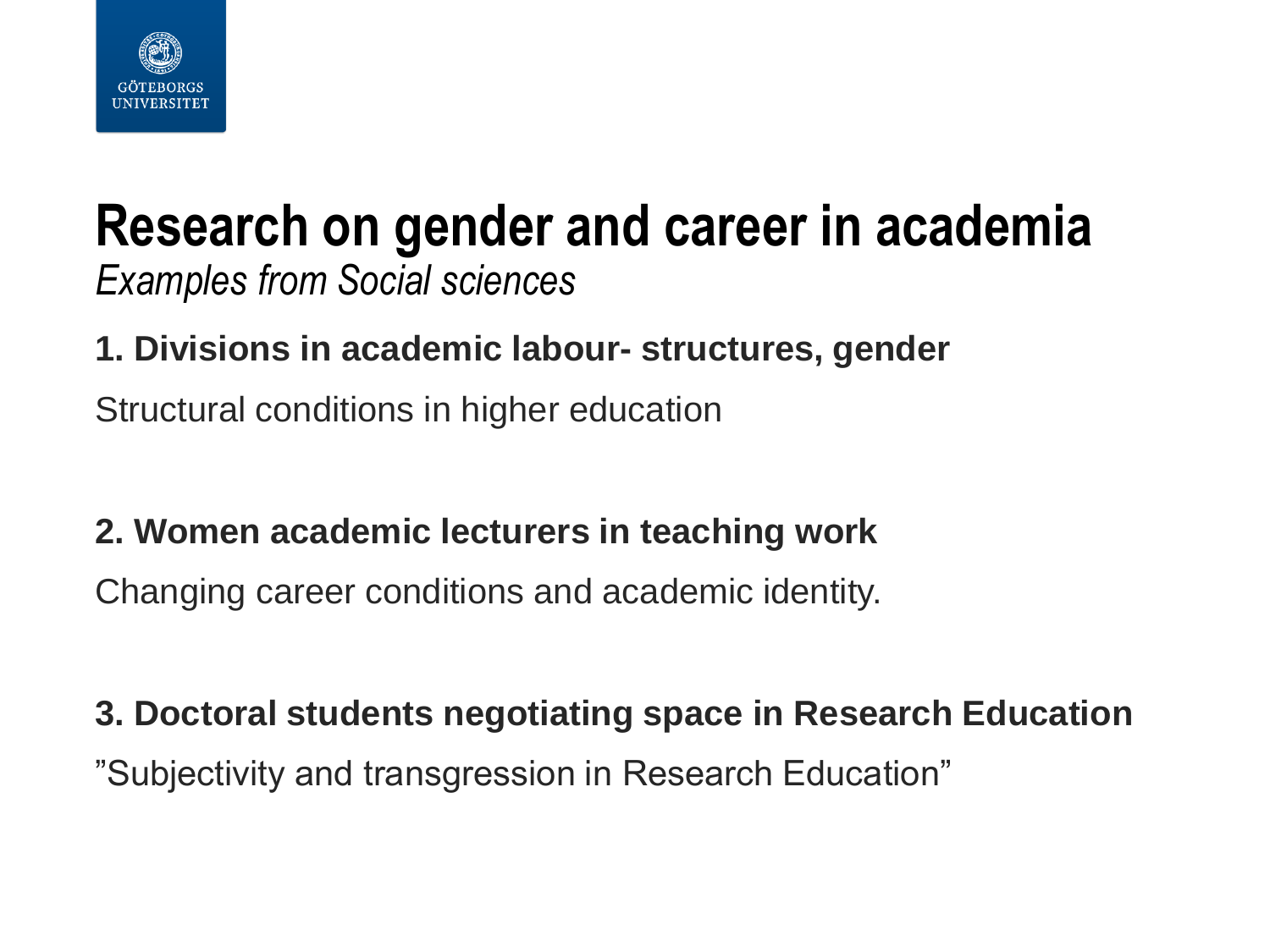# Research on gender and career in academia

*Examples from Social sciences*

**1. Divisions in academic labour- structures, gender**

Structural conditions in higher education

**2. Women academic lecturers in teaching work**

Changing career conditions and academic identity.

**3. Doctoral students negotiating space in Research Education**

”Subjectivity and transgression in Research Education”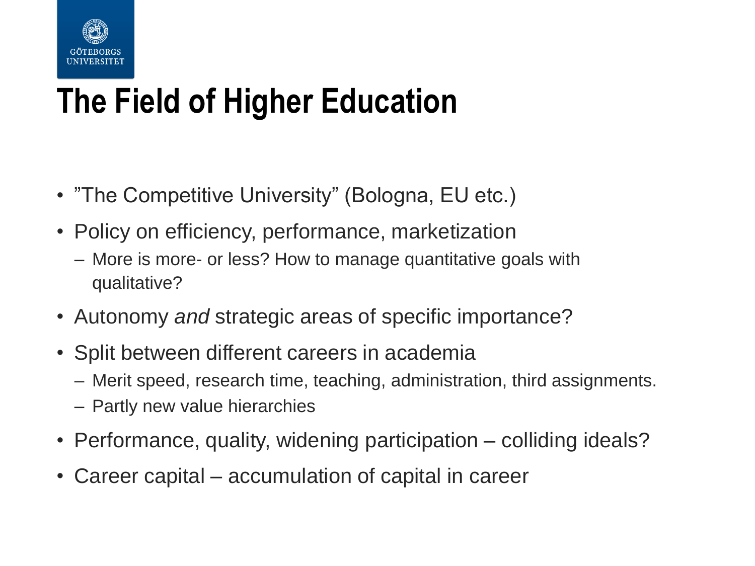# The Field of Higher Education

- ”The Competitive University” (Bologna, EU etc.)
- Policy on efficiency, performance, marketization
  - More is more- or less? How to manage quantitative goals with qualitative?
- Autonomy *and* strategic areas of specific importance?
- Split between different careers in academia
  - Merit speed, research time, teaching, administration, third assignments.
  - Partly new value hierarchies
- Performance, quality, widening participation – colliding ideals?
- Career capital – accumulation of capital in career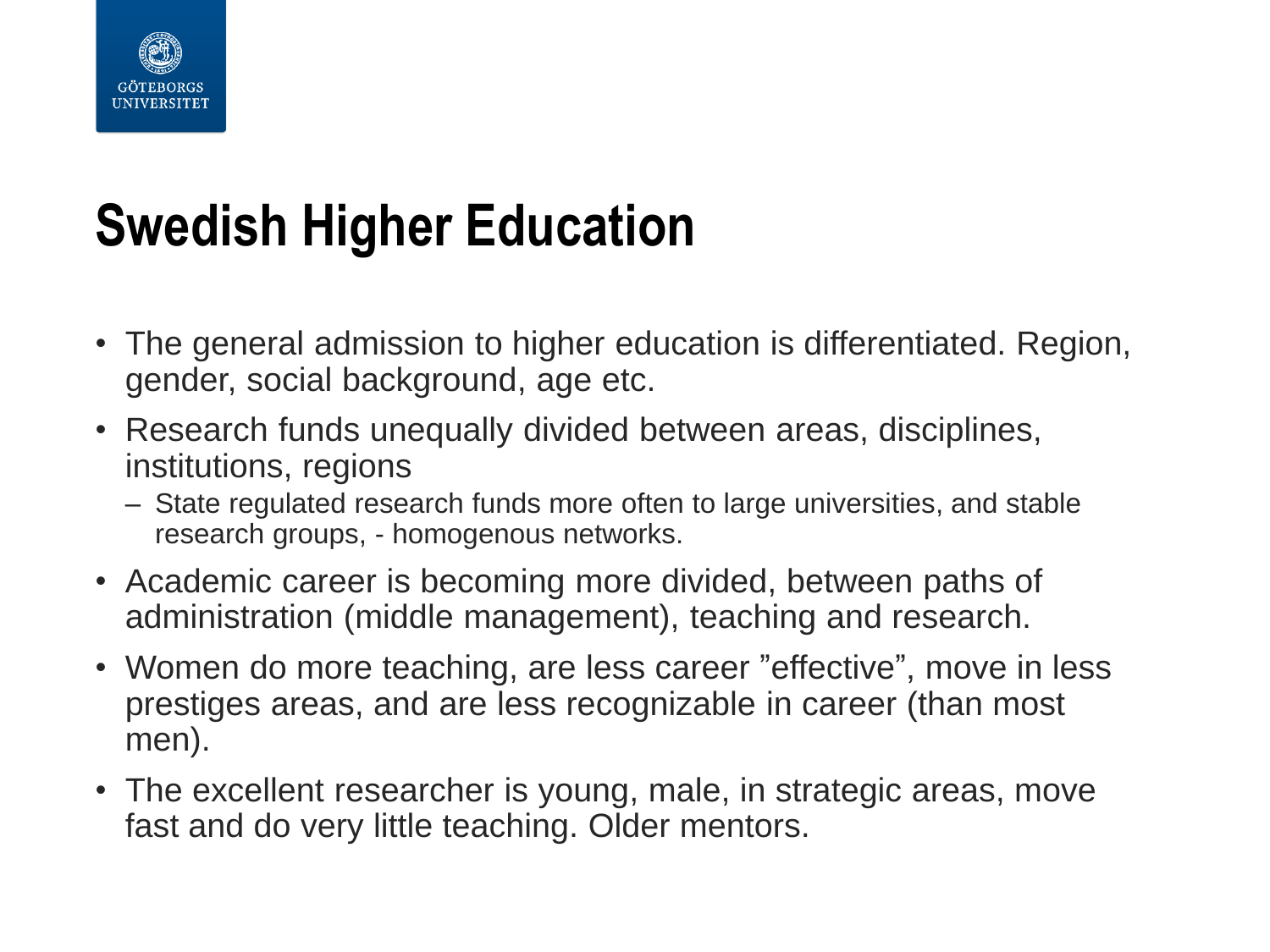# Swedish Higher Education

- The general admission to higher education is differentiated. Region, gender, social background, age etc.
- Research funds unequally divided between areas, disciplines, institutions, regions
  - State regulated research funds more often to large universities, and stable research groups, - homogenous networks.
- Academic career is becoming more divided, between paths of administration (middle management), teaching and research.
- Women do more teaching, are less career ”effective”, move in less prestiges areas, and are less recognizable in career (than most men).
- The excellent researcher is young, male, in strategic areas, move fast and do very little teaching. Older mentors.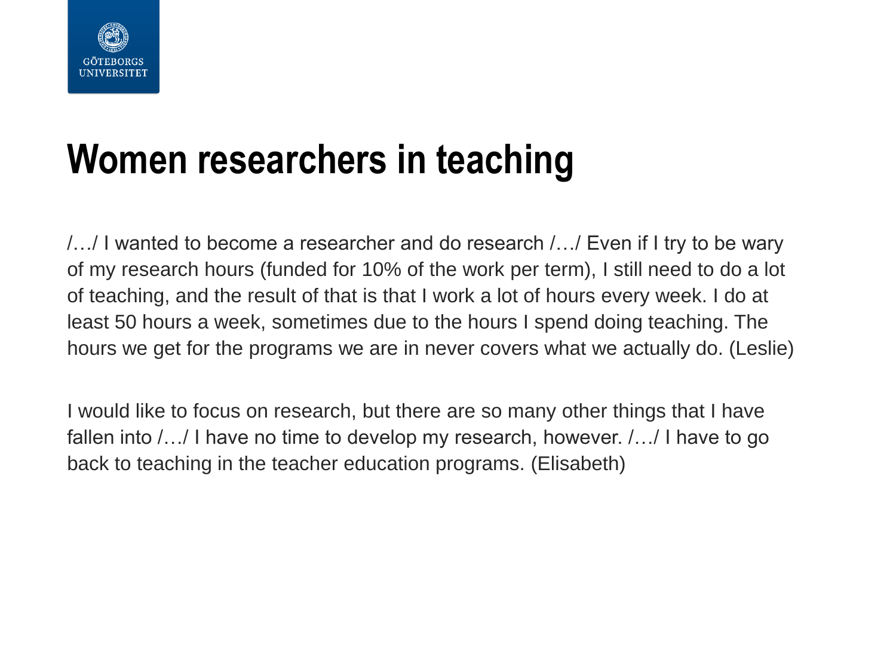# Women researchers in teaching

/…/ I wanted to become a researcher and do research /…/ Even if I try to be wary of my research hours (funded for 10% of the work per term), I still need to do a lot of teaching, and the result of that is that I work a lot of hours every week. I do at least 50 hours a week, sometimes due to the hours I spend doing teaching. The hours we get for the programs we are in never covers what we actually do. (Leslie)

I would like to focus on research, but there are so many other things that I have fallen into /…/ I have no time to develop my research, however. /…/ I have to go back to teaching in the teacher education programs. (Elisabeth)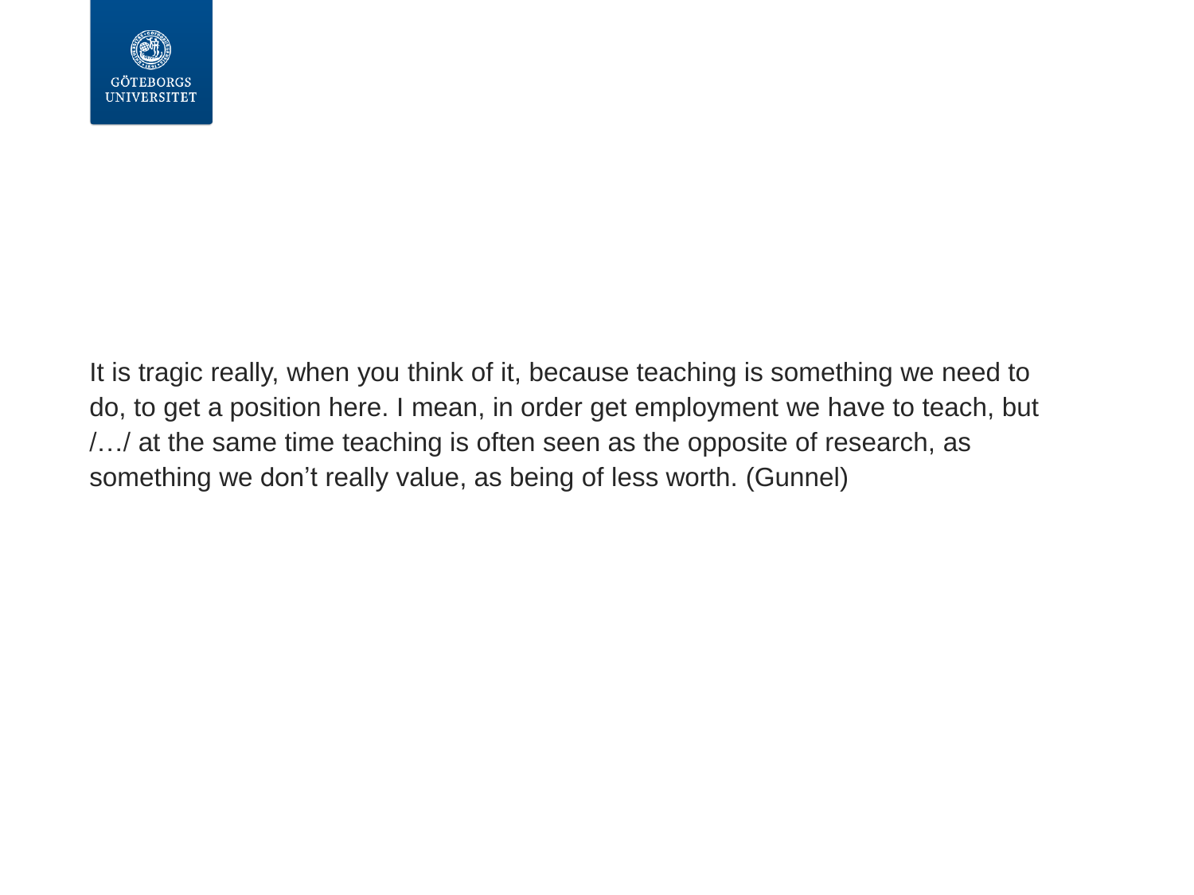It is tragic really, when you think of it, because teaching is something we need to do, to get a position here. I mean, in order get employment we have to teach, but /…/ at the same time teaching is often seen as the opposite of research, as something we don’t really value, as being of less worth. (Gunnel)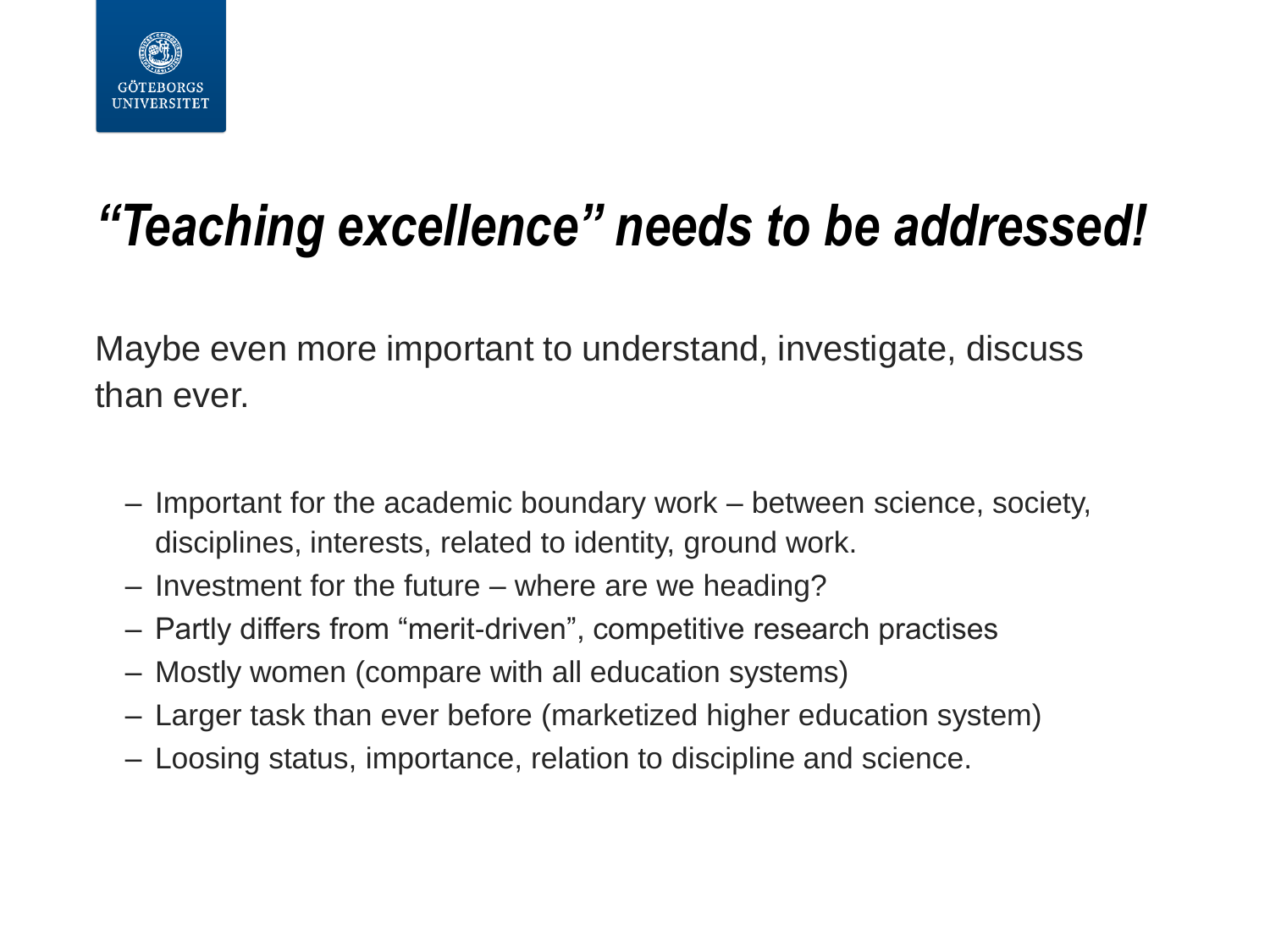# *"Teaching excellence" needs to be addressed!*

Maybe even more important to understand, investigate, discuss than ever.

- Important for the academic boundary work – between science, society, disciplines, interests, related to identity, ground work.
- Investment for the future – where are we heading?
- Partly differs from "merit-driven", competitive research practises
- Mostly women (compare with all education systems)
- Larger task than ever before (marketized higher education system)
- Loosing status, importance, relation to discipline and science.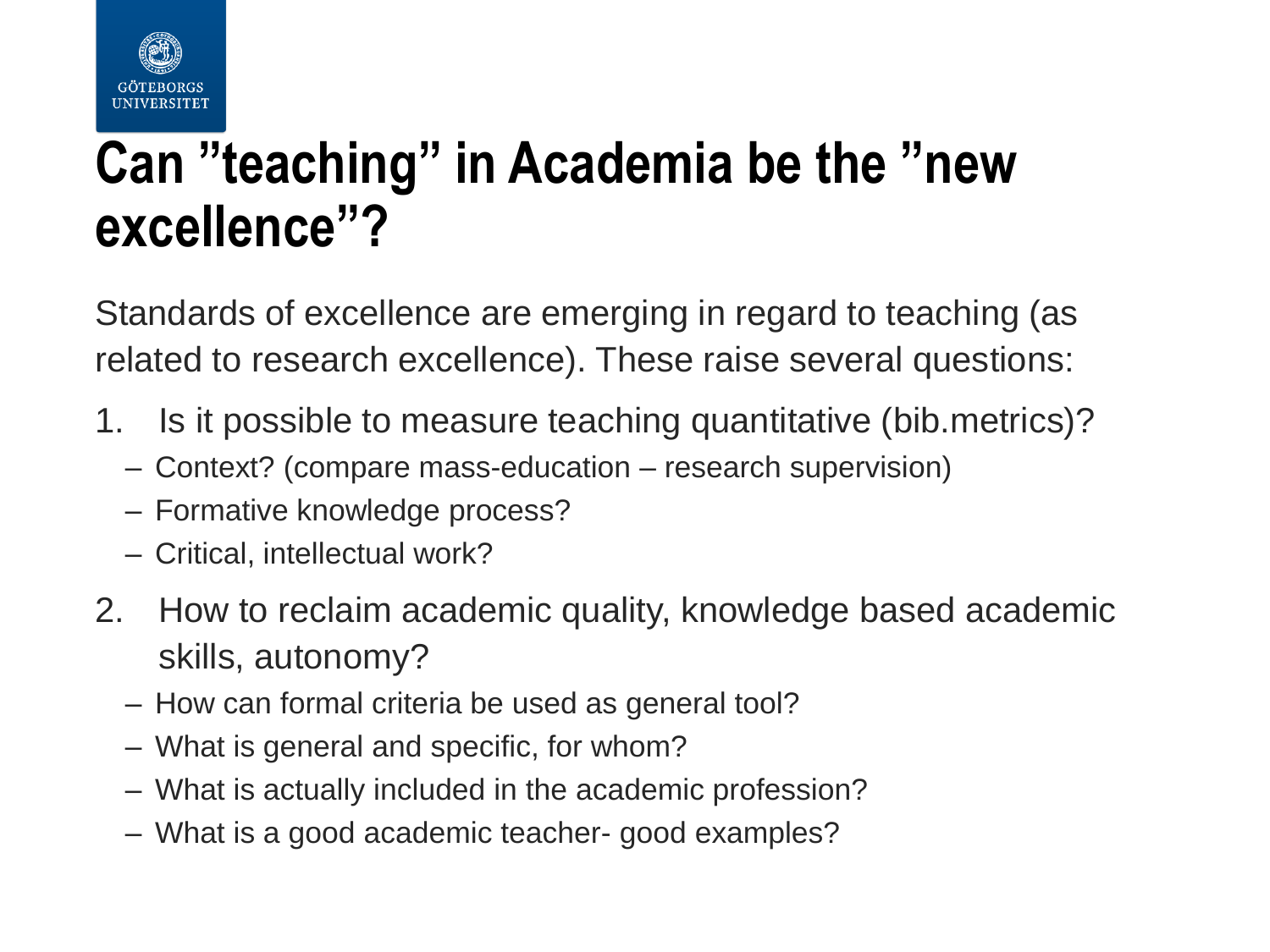# Can ”teaching” in Academia be the ”new excellence”?

Standards of excellence are emerging in regard to teaching (as related to research excellence). These raise several questions:

1. Is it possible to measure teaching quantitative (bib.metrics)?
   - Context? (compare mass-education – research supervision)
   - Formative knowledge process?
   - Critical, intellectual work?
2. How to reclaim academic quality, knowledge based academic skills, autonomy?
   - How can formal criteria be used as general tool?
   - What is general and specific, for whom?
   - What is actually included in the academic profession?
   - What is a good academic teacher- good examples?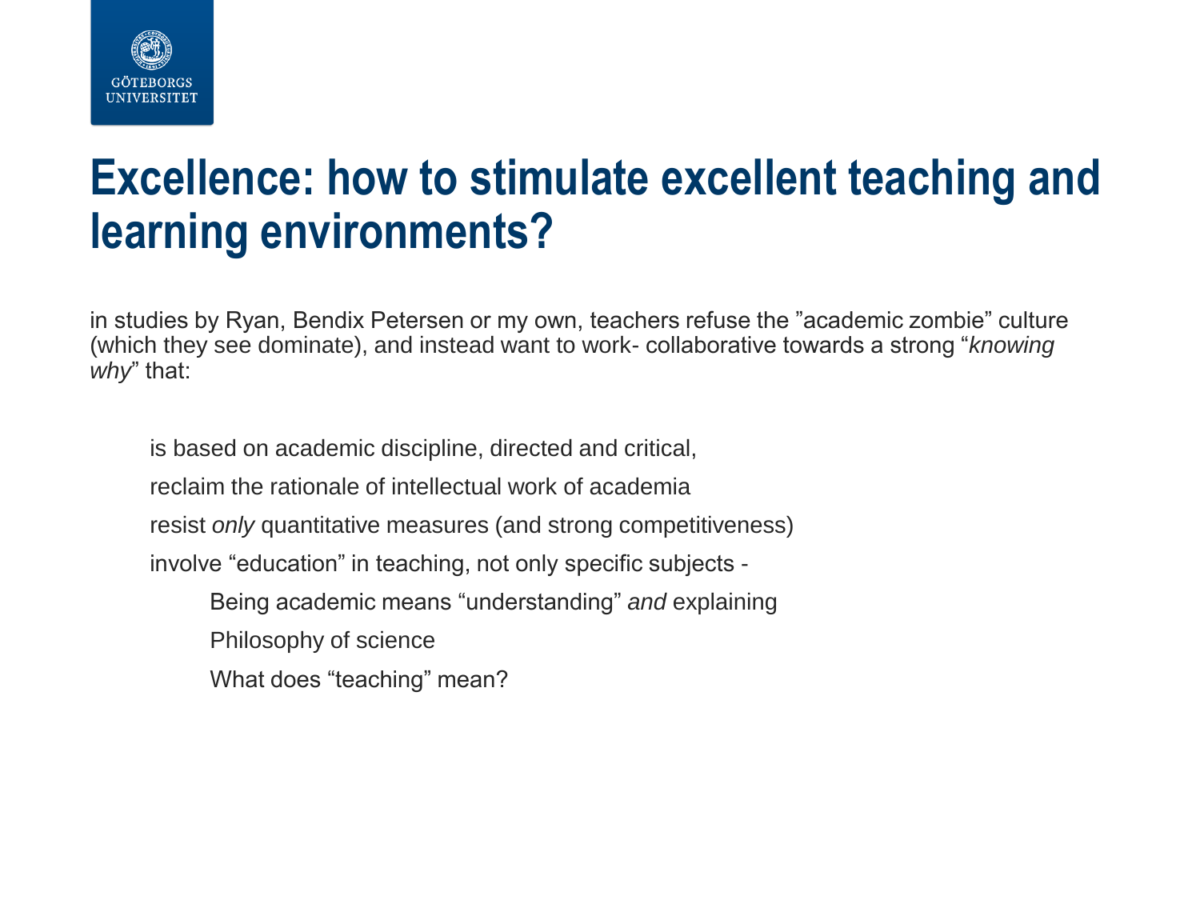# Excellence: how to stimulate excellent teaching and learning environments?

in studies by Ryan, Bendix Petersen or my own, teachers refuse the ”academic zombie” culture (which they see dominate), and instead want to work- collaborative towards a strong “*knowing why*” that:

- is based on academic discipline, directed and critical,
- reclaim the rationale of intellectual work of academia
- resist *only* quantitative measures (and strong competitiveness)
- involve “education” in teaching, not only specific subjects -
  - Being academic means “understanding” *and* explaining
  - Philosophy of science
  - What does “teaching” mean?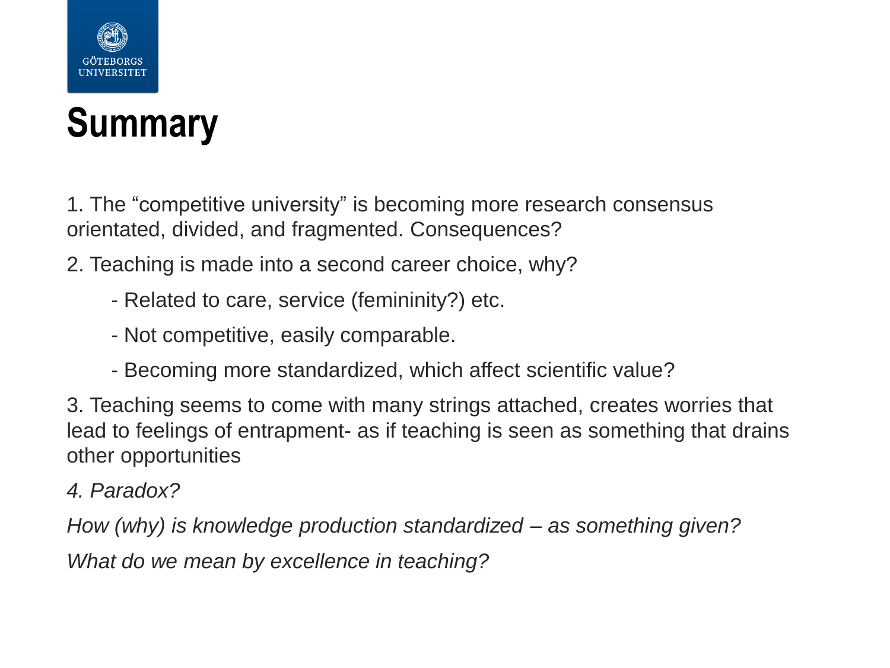# Summary

1. The "competitive university" is becoming more research consensus orientated, divided, and fragmented. Consequences?

2. Teaching is made into a second career choice, why?

   - Related to care, service (femininity?) etc.
   - Not competitive, easily comparable.
   - Becoming more standardized, which affect scientific value?

3. Teaching seems to come with many strings attached, creates worries that lead to feelings of entrapment- as if teaching is seen as something that drains other opportunities

*4. Paradox?*

*How (why) is knowledge production standardized – as something given?*

*What do we mean by excellence in teaching?*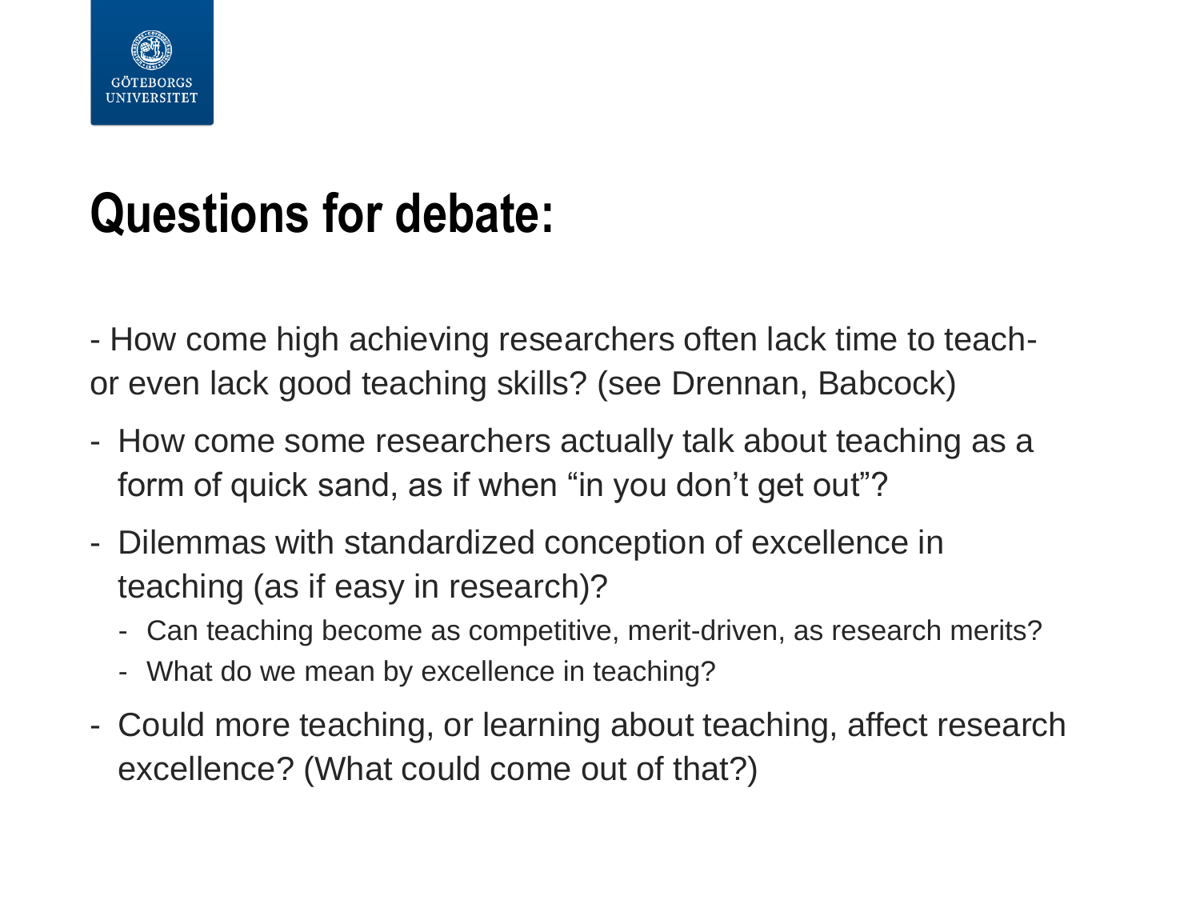# Questions for debate:

- How come high achieving researchers often lack time to teach- or even lack good teaching skills? (see Drennan, Babcock)
- How come some researchers actually talk about teaching as a form of quick sand, as if when "in you don't get out"?
- Dilemmas with standardized conception of excellence in teaching (as if easy in research)?
  - Can teaching become as competitive, merit-driven, as research merits?
  - What do we mean by excellence in teaching?
- Could more teaching, or learning about teaching, affect research excellence? (What could come out of that?)